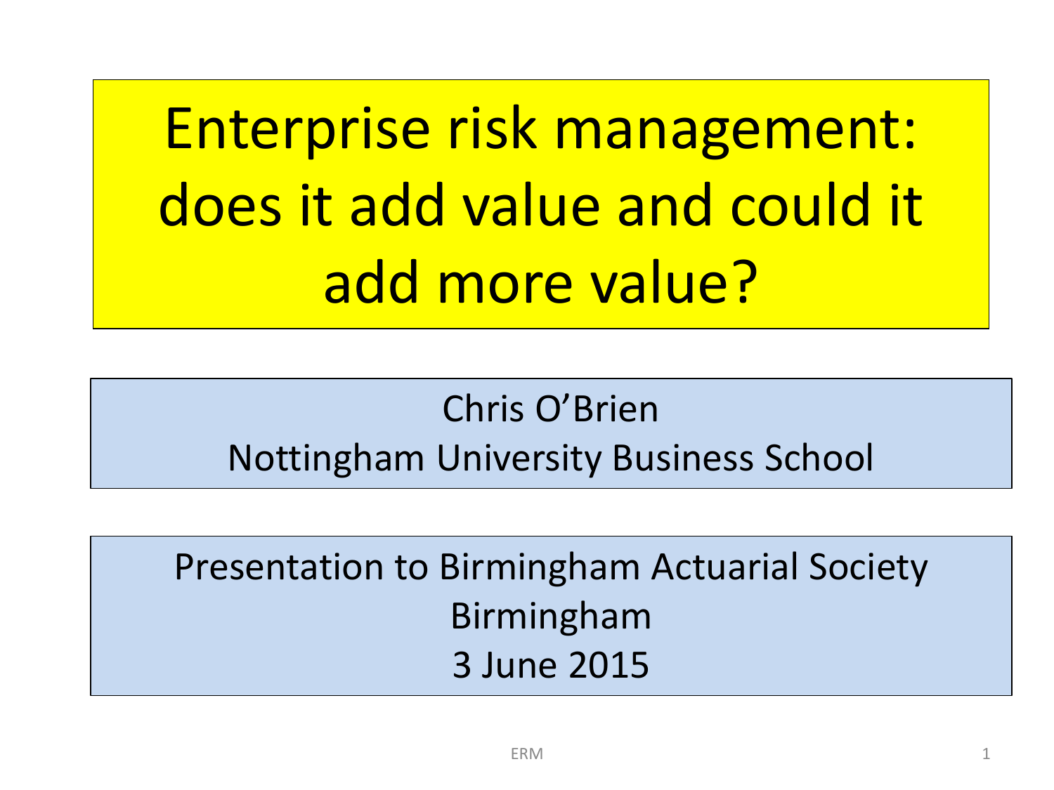# Enterprise risk management: does it add value and could it add more value?

Chris O'Brien
Nottingham University Business School

Presentation to Birmingham Actuarial Society
Birmingham
3 June 2015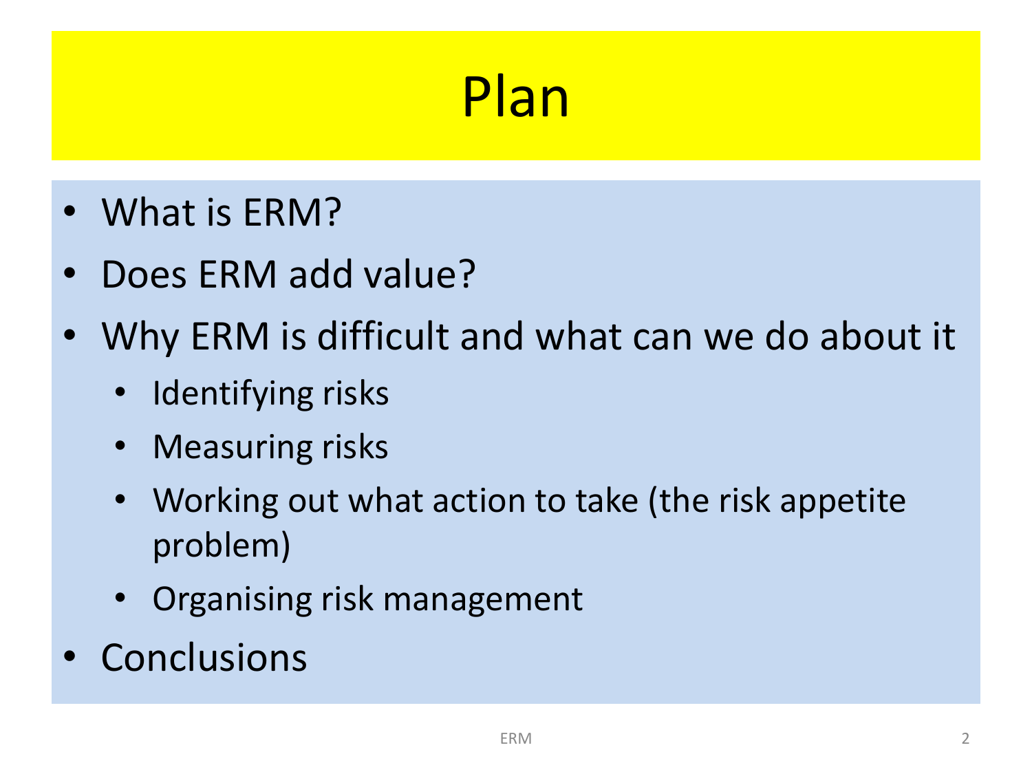# Plan

- What is ERM?
- Does ERM add value?
- Why ERM is difficult and what can we do about it
  - Identifying risks
  - Measuring risks
  - Working out what action to take (the risk appetite problem)
  - Organising risk management
- Conclusions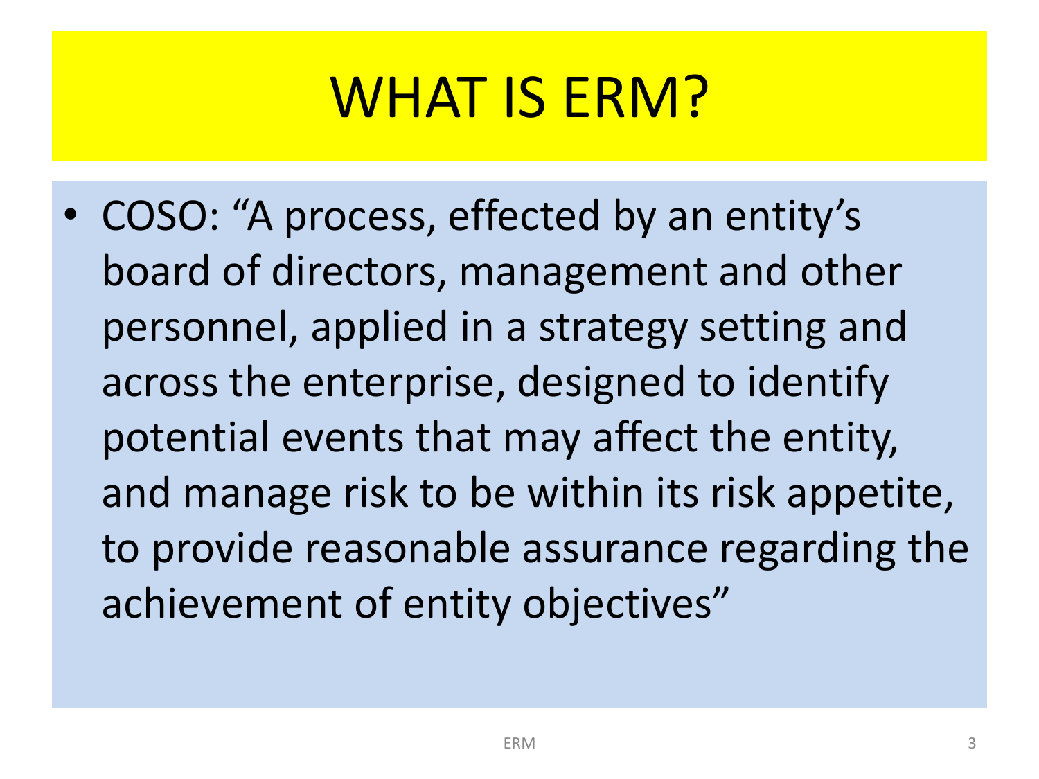# WHAT IS ERM?

- COSO: "A process, effected by an entity's board of directors, management and other personnel, applied in a strategy setting and across the enterprise, designed to identify potential events that may affect the entity, and manage risk to be within its risk appetite, to provide reasonable assurance regarding the achievement of entity objectives"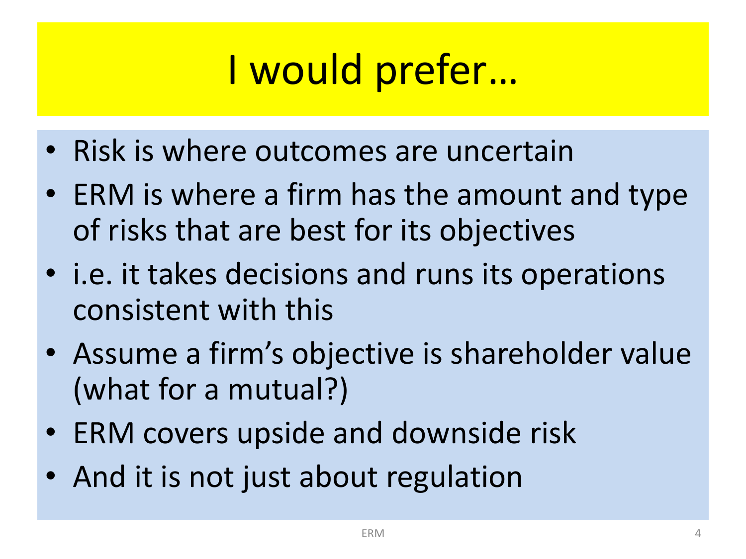# I would prefer…

- Risk is where outcomes are uncertain
- ERM is where a firm has the amount and type of risks that are best for its objectives
- i.e. it takes decisions and runs its operations consistent with this
- Assume a firm's objective is shareholder value (what for a mutual?)
- ERM covers upside and downside risk
- And it is not just about regulation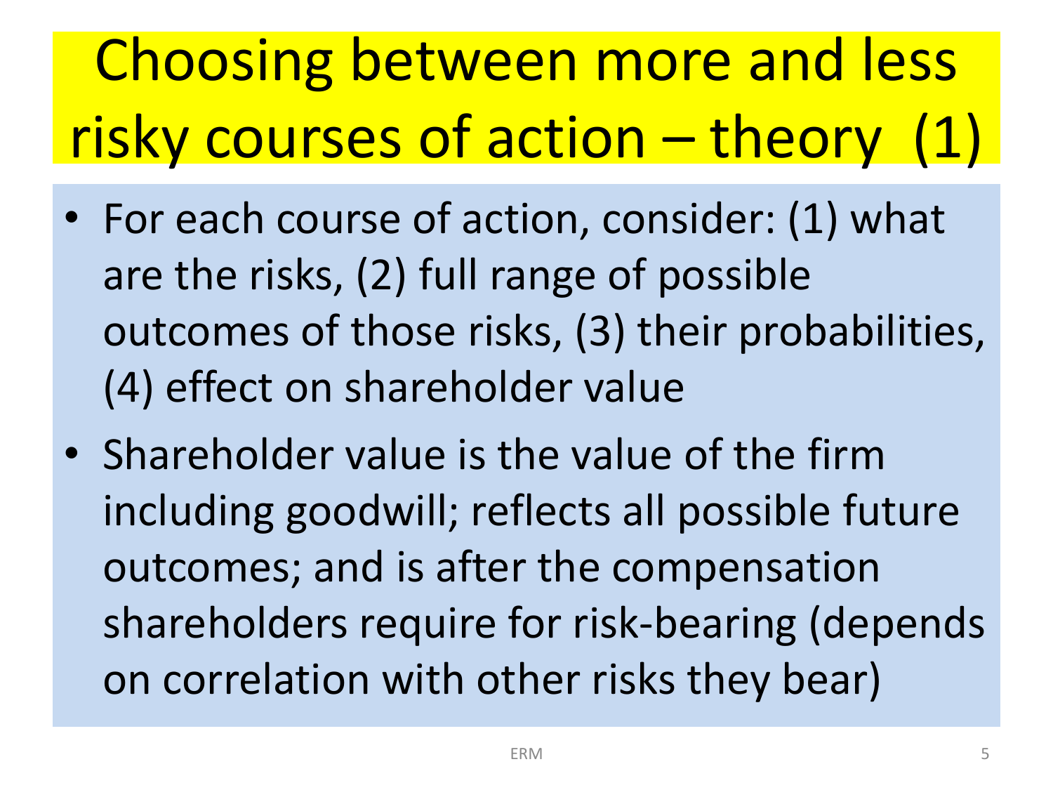# Choosing between more and less risky courses of action – theory (1)

- For each course of action, consider: (1) what are the risks, (2) full range of possible outcomes of those risks, (3) their probabilities, (4) effect on shareholder value
- Shareholder value is the value of the firm including goodwill; reflects all possible future outcomes; and is after the compensation shareholders require for risk-bearing (depends on correlation with other risks they bear)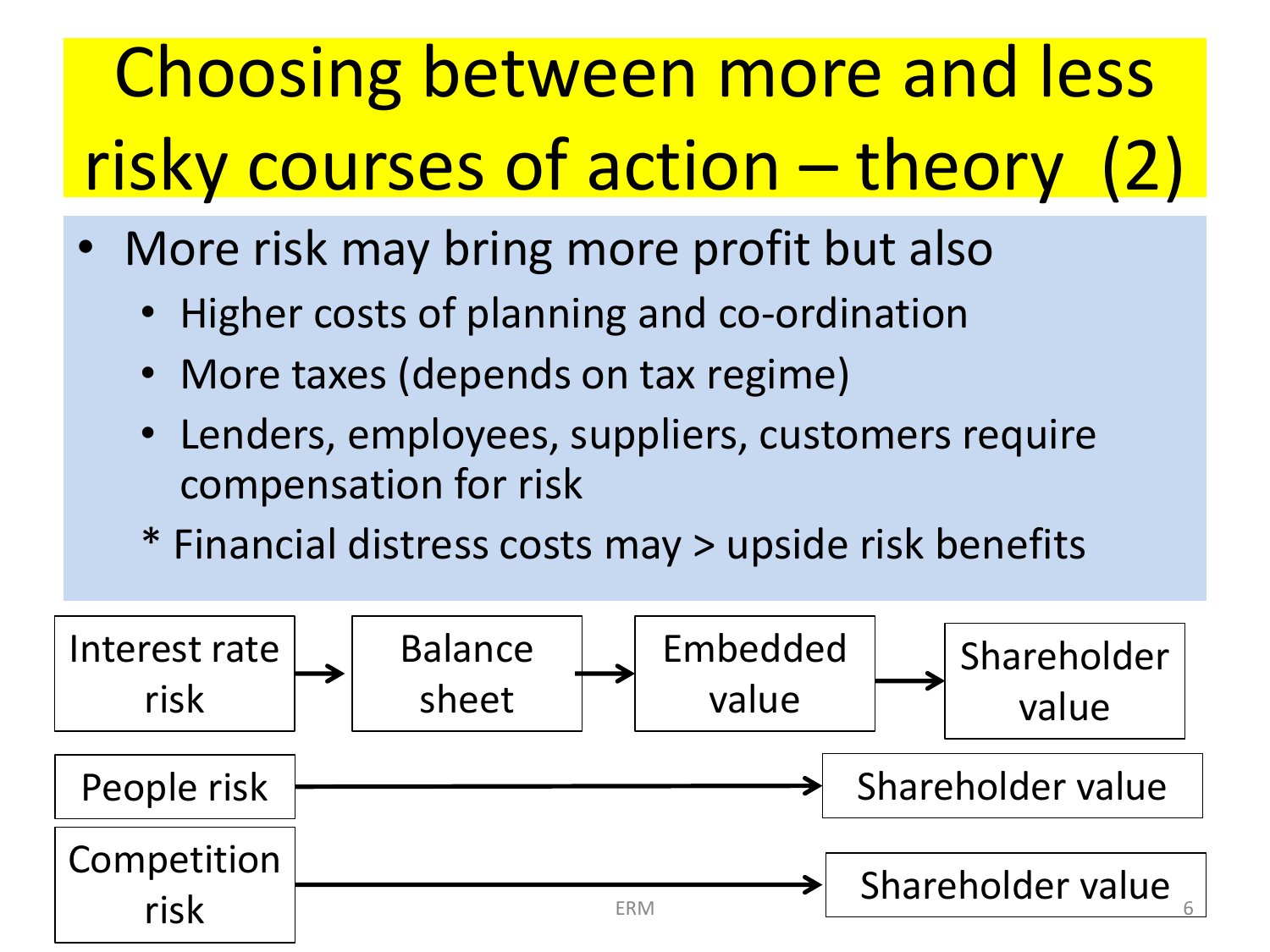# Choosing between more and less risky courses of action – theory (2)

- More risk may bring more profit but also
  - Higher costs of planning and co-ordination
  - More taxes (depends on tax regime)
  - Lenders, employees, suppliers, customers require compensation for risk
  
  * Financial distress costs may > upside risk benefits

Interest rate risk → Balance sheet → Embedded value → Shareholder value

People risk → Shareholder value

Competition risk → Shareholder value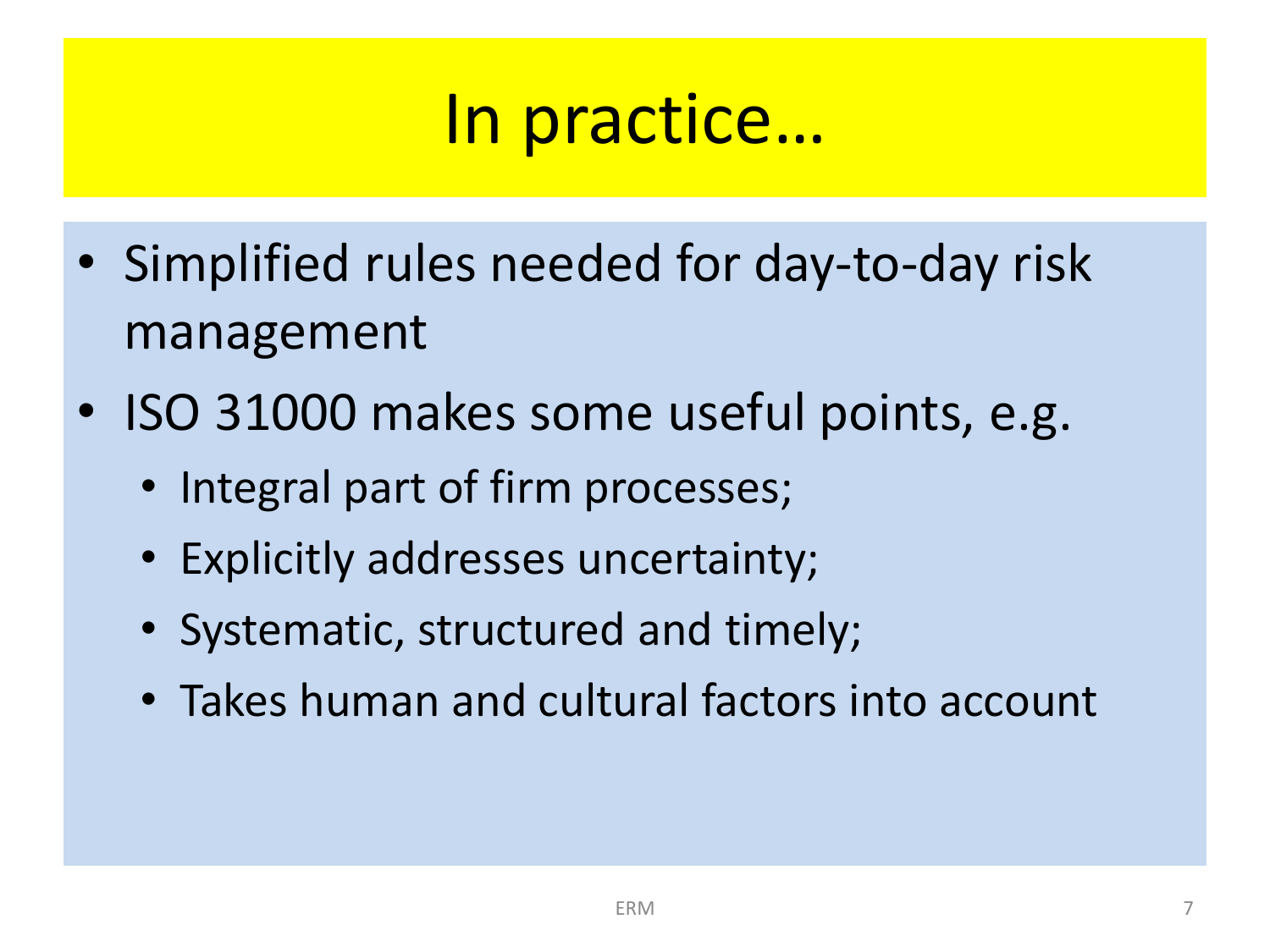# In practice…

- Simplified rules needed for day-to-day risk management
- ISO 31000 makes some useful points, e.g.
  - Integral part of firm processes;
  - Explicitly addresses uncertainty;
  - Systematic, structured and timely;
  - Takes human and cultural factors into account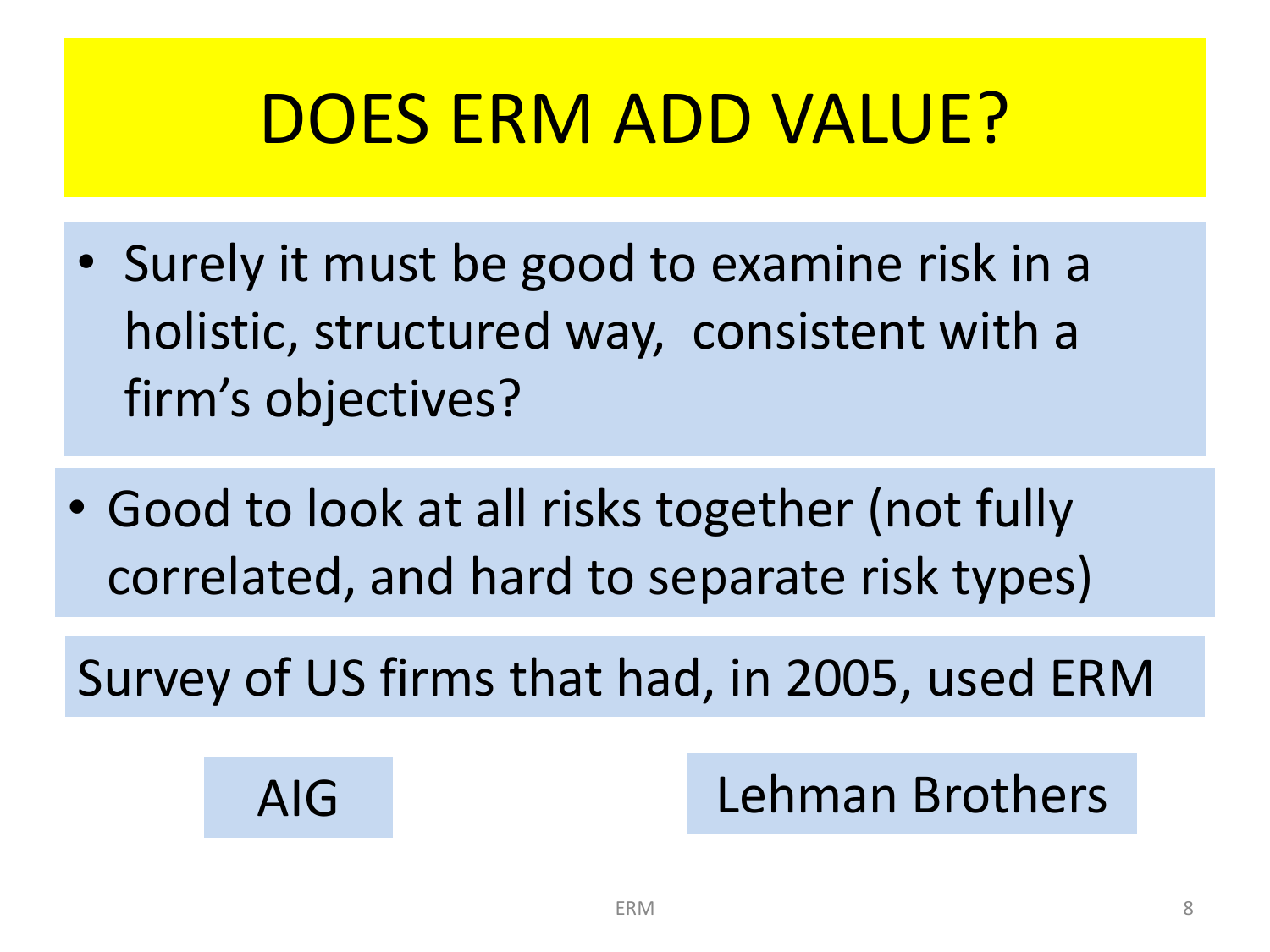# DOES ERM ADD VALUE?

- Surely it must be good to examine risk in a holistic, structured way, consistent with a firm's objectives?

- Good to look at all risks together (not fully correlated, and hard to separate risk types)

Survey of US firms that had, in 2005, used ERM

AIG

Lehman Brothers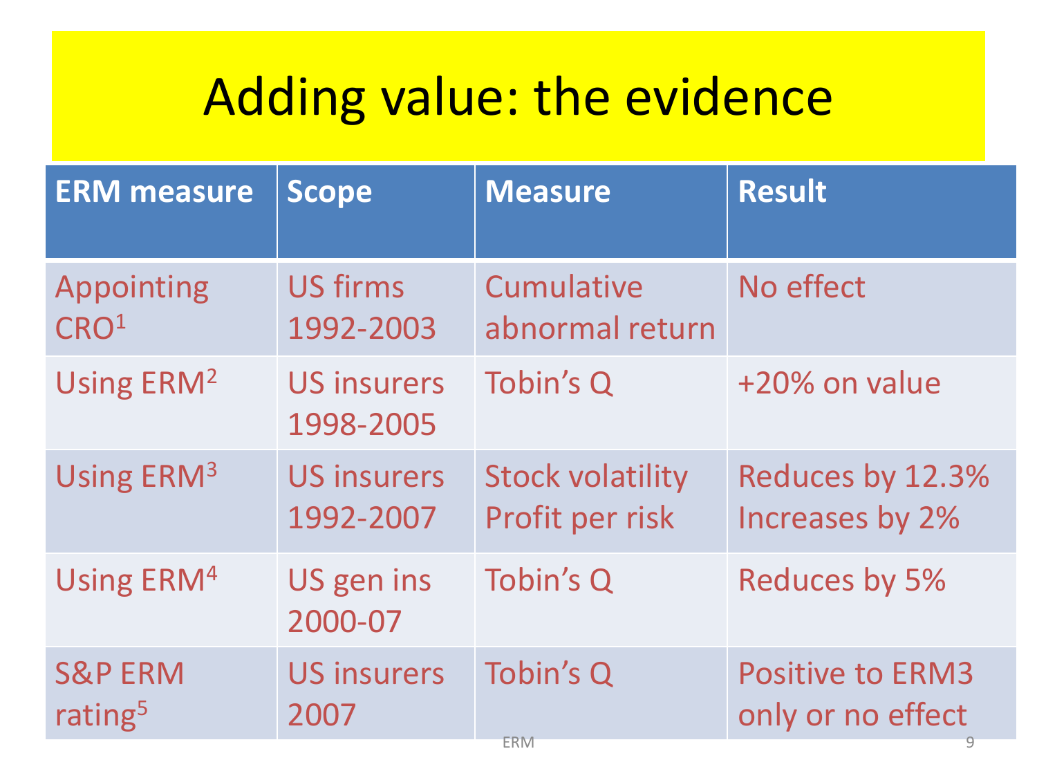# Adding value: the evidence

| ERM measure | Scope | Measure | Result |
|---|---|---|---|
| Appointing CRO[1] | US firms 1992-2003 | Cumulative abnormal return | No effect |
| Using ERM[2] | US insurers 1998-2005 | Tobin's Q | +20% on value |
| Using ERM[3] | US insurers 1992-2007 | Stock volatility<br>Profit per risk | Reduces by 12.3%<br>Increases by 2% |
| Using ERM[4] | US gen ins 2000-07 | Tobin's Q | Reduces by 5% |
| S&P ERM rating[5] | US insurers 2007 | Tobin's Q | Positive to ERM3 only or no effect |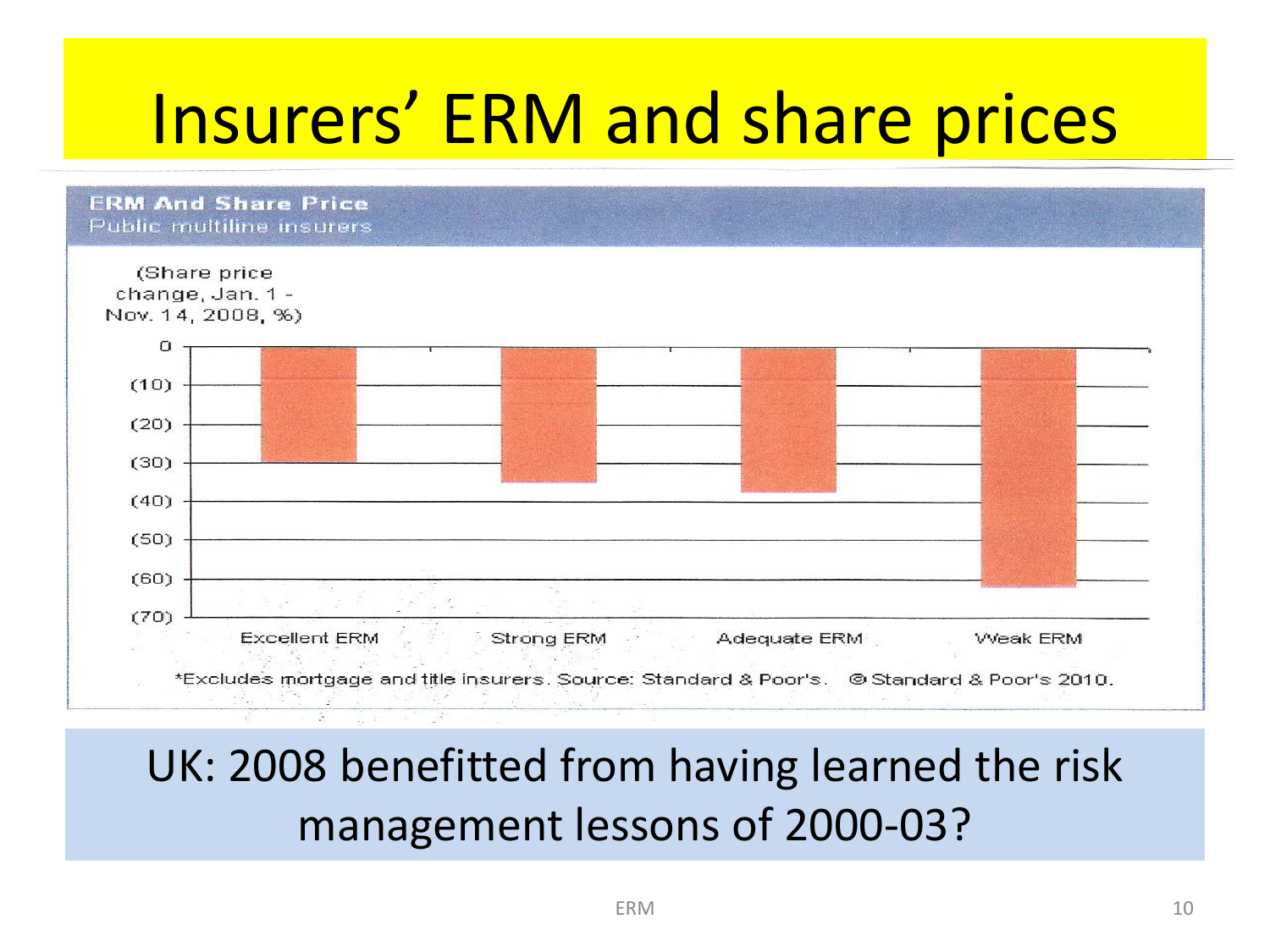# Insurers' ERM and share prices

**ERM And Share Price**
Public multiline insurers

(Share price change, Jan. 1 - Nov. 14, 2008, %)

0
(10)
(20)
(30)
(40)
(50)
(60)
(70)

Excellent ERM　Strong ERM　Adequate ERM　Weak ERM

*Excludes mortgage and title insurers. Source: Standard & Poor's. © Standard & Poor's 2010.

UK: 2008 benefitted from having learned the risk management lessons of 2000-03?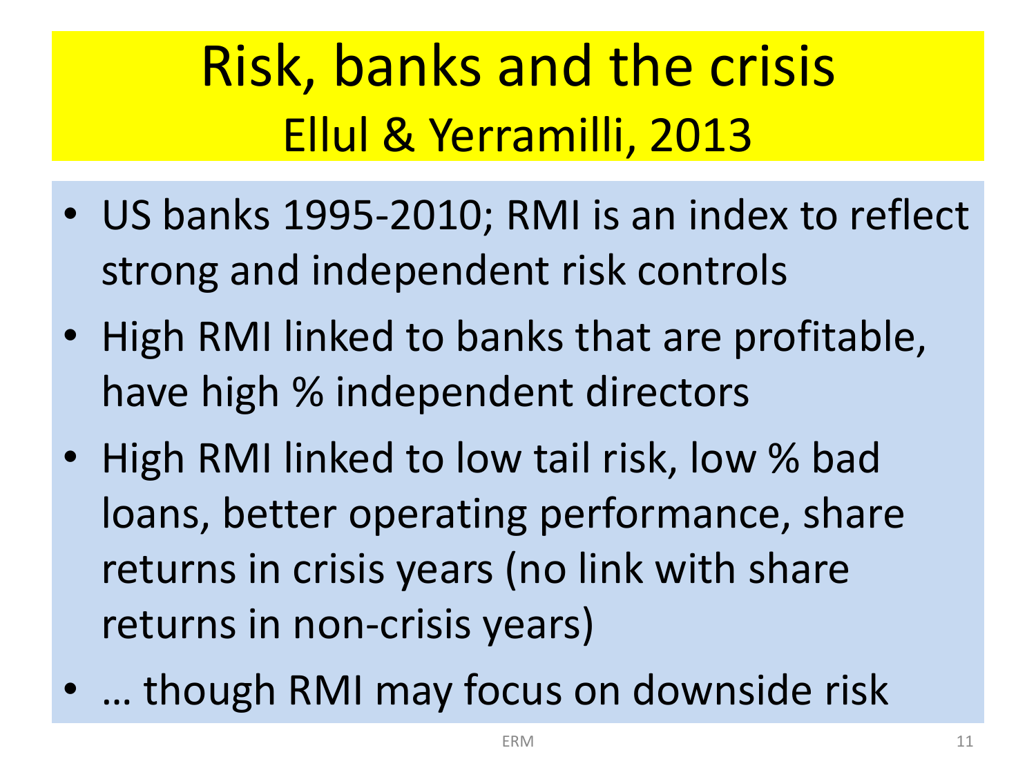# Risk, banks and the crisis

## Ellul & Yerramilli, 2013

- US banks 1995-2010; RMI is an index to reflect strong and independent risk controls
- High RMI linked to banks that are profitable, have high % independent directors
- High RMI linked to low tail risk, low % bad loans, better operating performance, share returns in crisis years (no link with share returns in non-crisis years)
- … though RMI may focus on downside risk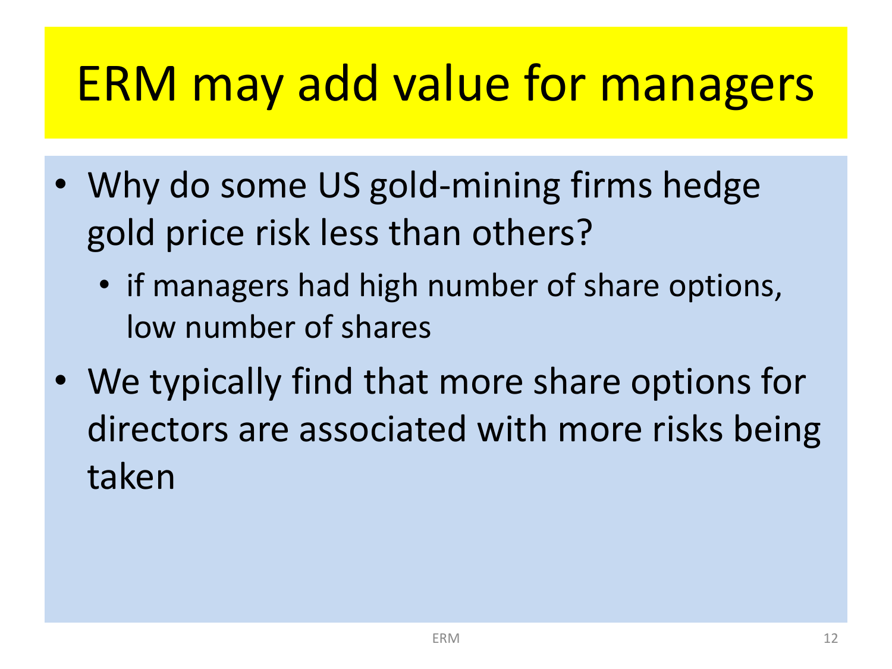# ERM may add value for managers

- Why do some US gold-mining firms hedge gold price risk less than others?
  - if managers had high number of share options, low number of shares
- We typically find that more share options for directors are associated with more risks being taken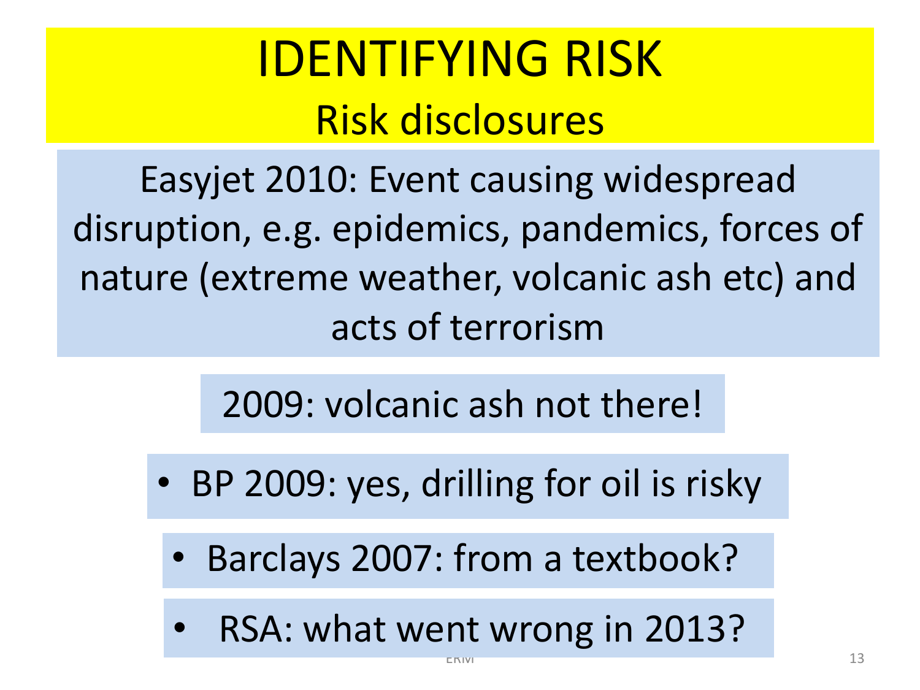# IDENTIFYING RISK

## Risk disclosures

Easyjet 2010: Event causing widespread disruption, e.g. epidemics, pandemics, forces of nature (extreme weather, volcanic ash etc) and acts of terrorism

2009: volcanic ash not there!

- BP 2009: yes, drilling for oil is risky
- Barclays 2007: from a textbook?
- RSA: what went wrong in 2013?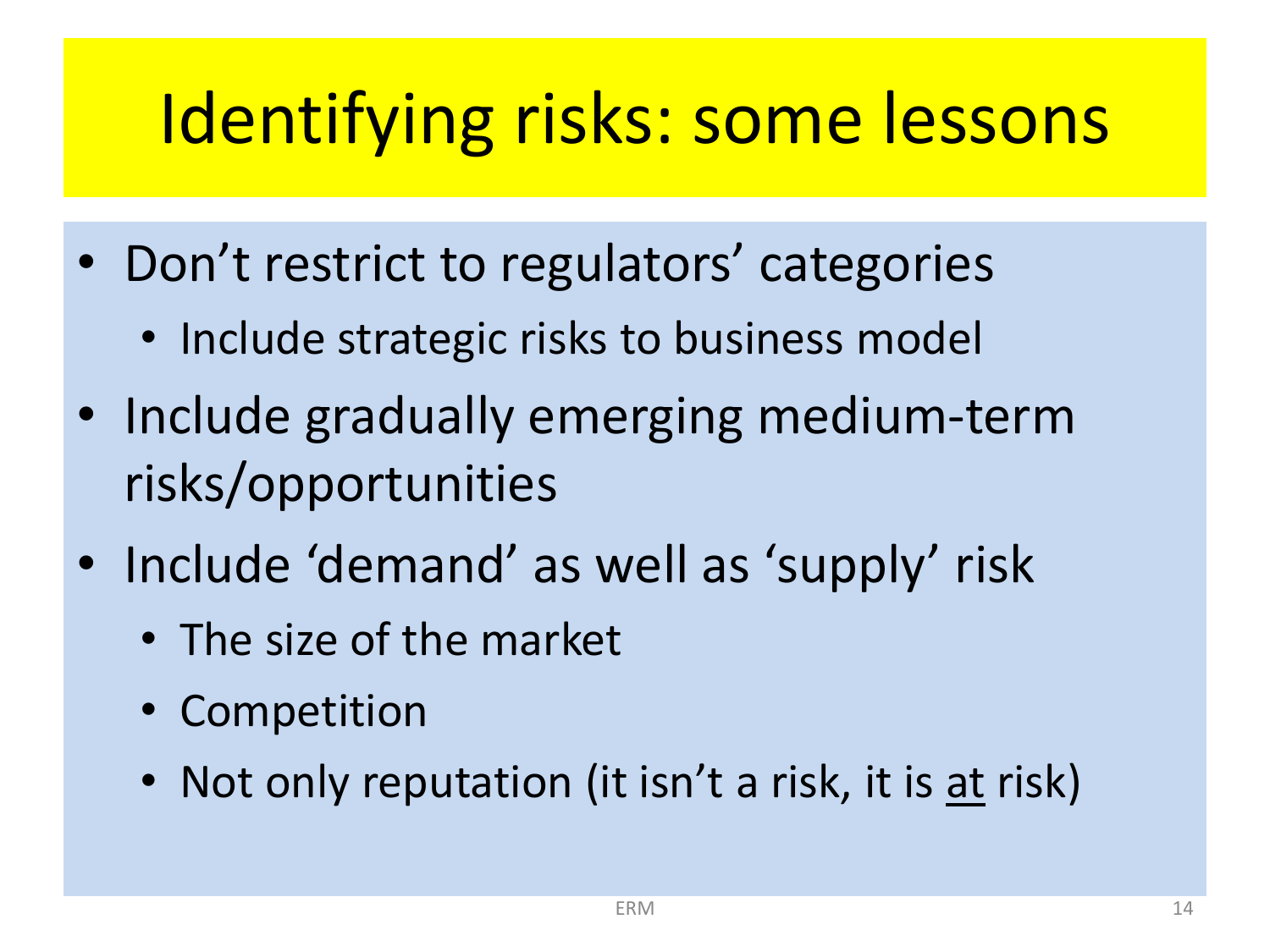# Identifying risks: some lessons

- Don’t restrict to regulators’ categories
  - Include strategic risks to business model
- Include gradually emerging medium-term risks/opportunities
- Include ‘demand’ as well as ‘supply’ risk
  - The size of the market
  - Competition
  - Not only reputation (it isn’t a risk, it is <u>at</u> risk)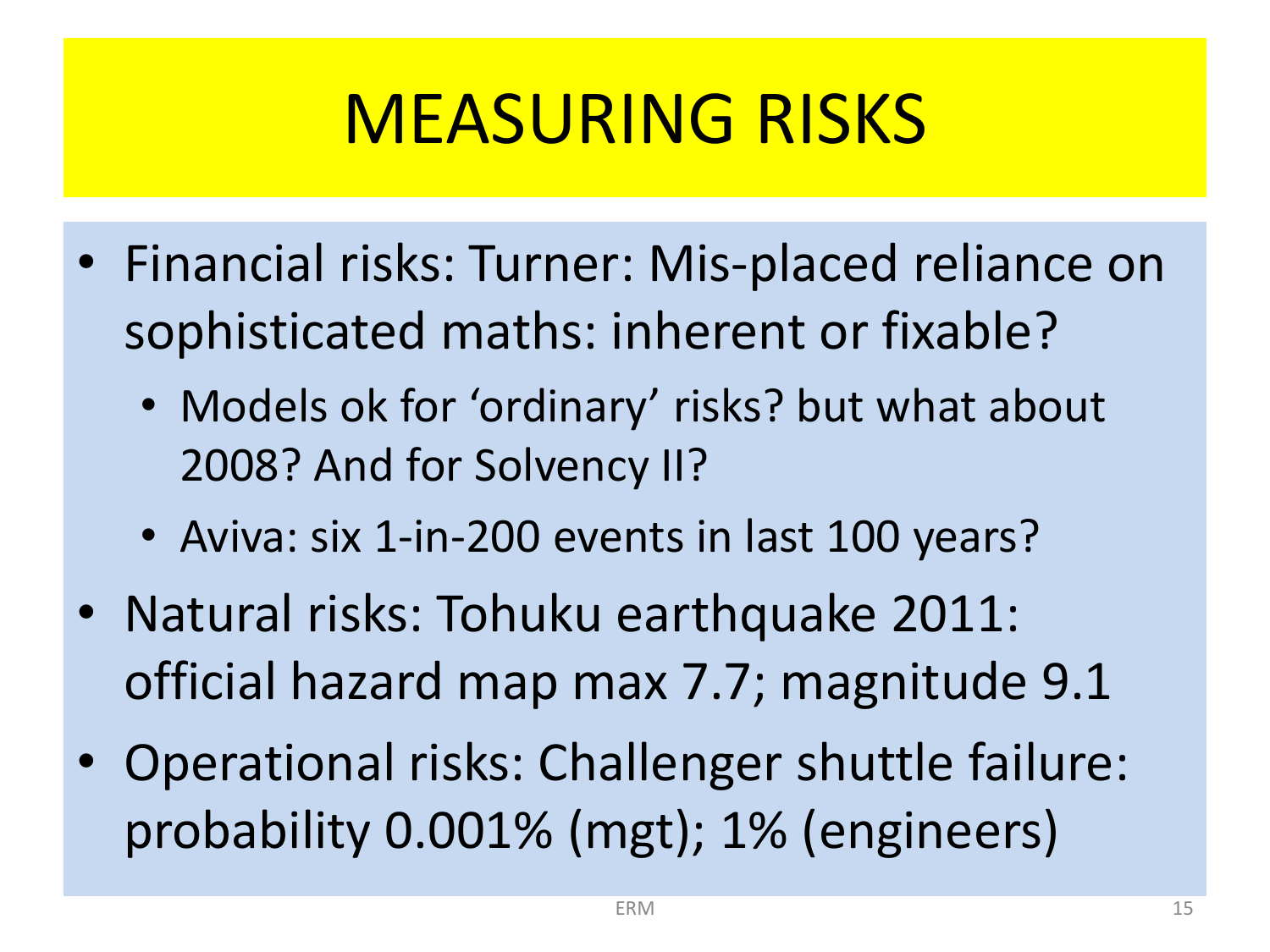# MEASURING RISKS

- Financial risks: Turner: Mis-placed reliance on sophisticated maths: inherent or fixable?
  - Models ok for 'ordinary' risks? but what about 2008? And for Solvency II?
  - Aviva: six 1-in-200 events in last 100 years?
- Natural risks: Tohuku earthquake 2011: official hazard map max 7.7; magnitude 9.1
- Operational risks: Challenger shuttle failure: probability 0.001% (mgt); 1% (engineers)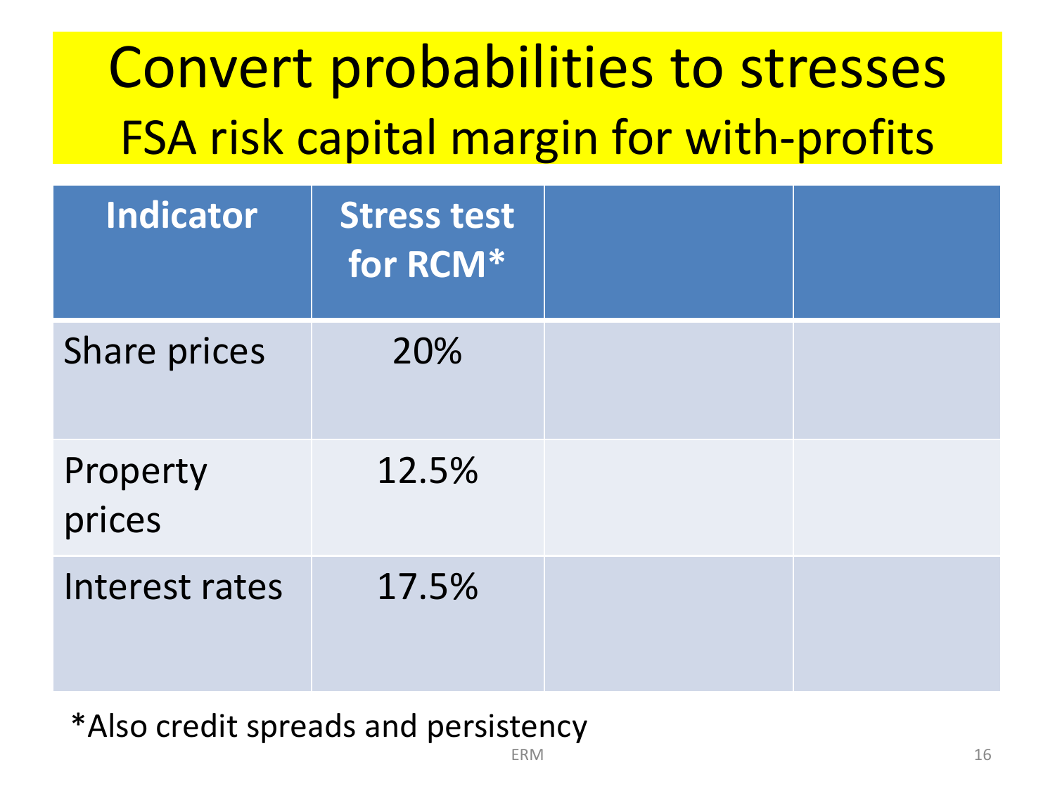# Convert probabilities to stresses

## FSA risk capital margin for with-profits

| Indicator | Stress test for RCM* | | |
|---|---|---|---|
| Share prices | 20% | | |
| Property prices | 12.5% | | |
| Interest rates | 17.5% | | |

*Also credit spreads and persistency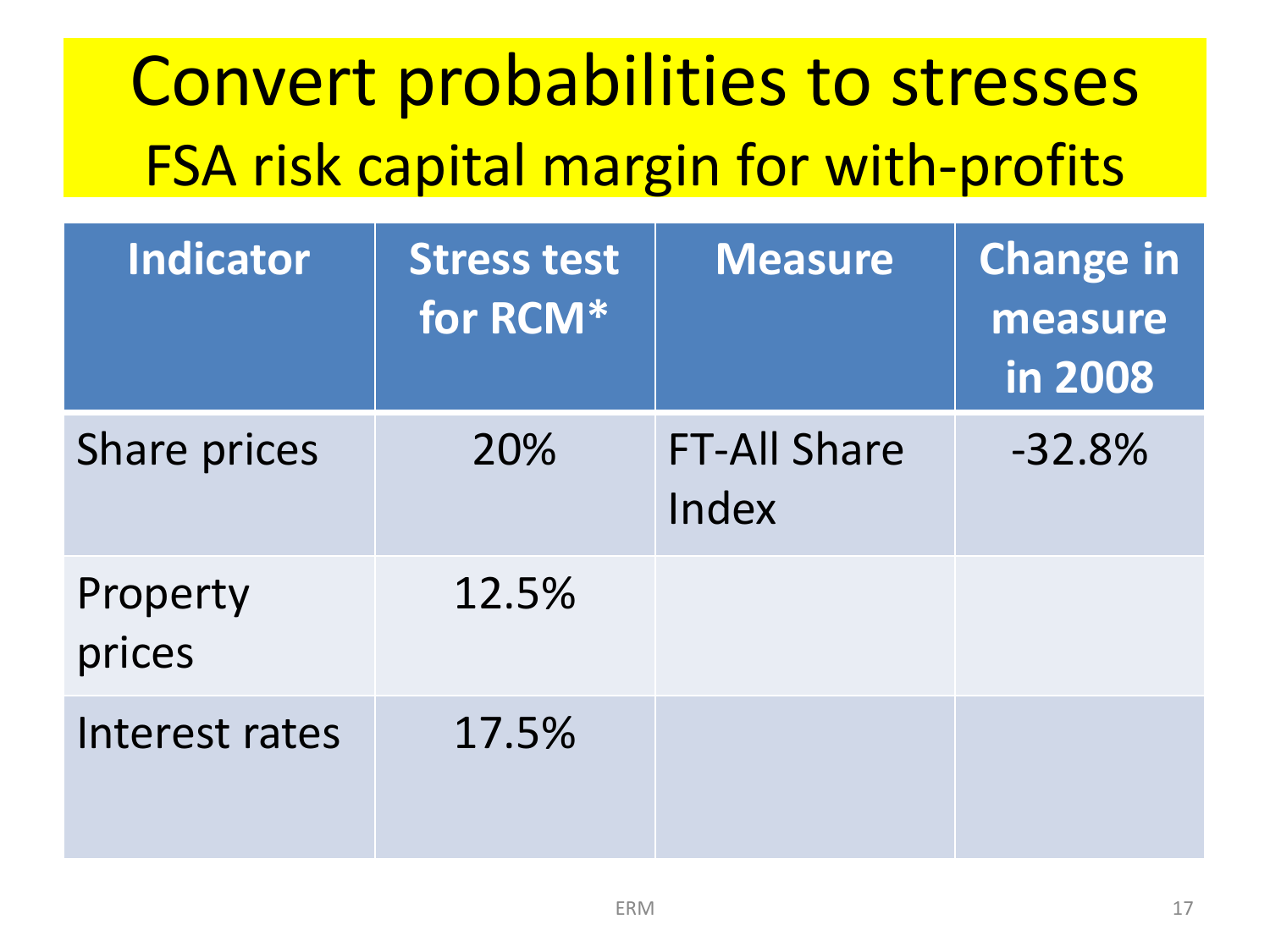# Convert probabilities to stresses

## FSA risk capital margin for with-profits

| Indicator | Stress test for RCM* | Measure | Change in measure in 2008 |
|---|---|---|---|
| Share prices | 20% | FT-All Share Index | -32.8% |
| Property prices | 12.5% | | |
| Interest rates | 17.5% | | |

ERM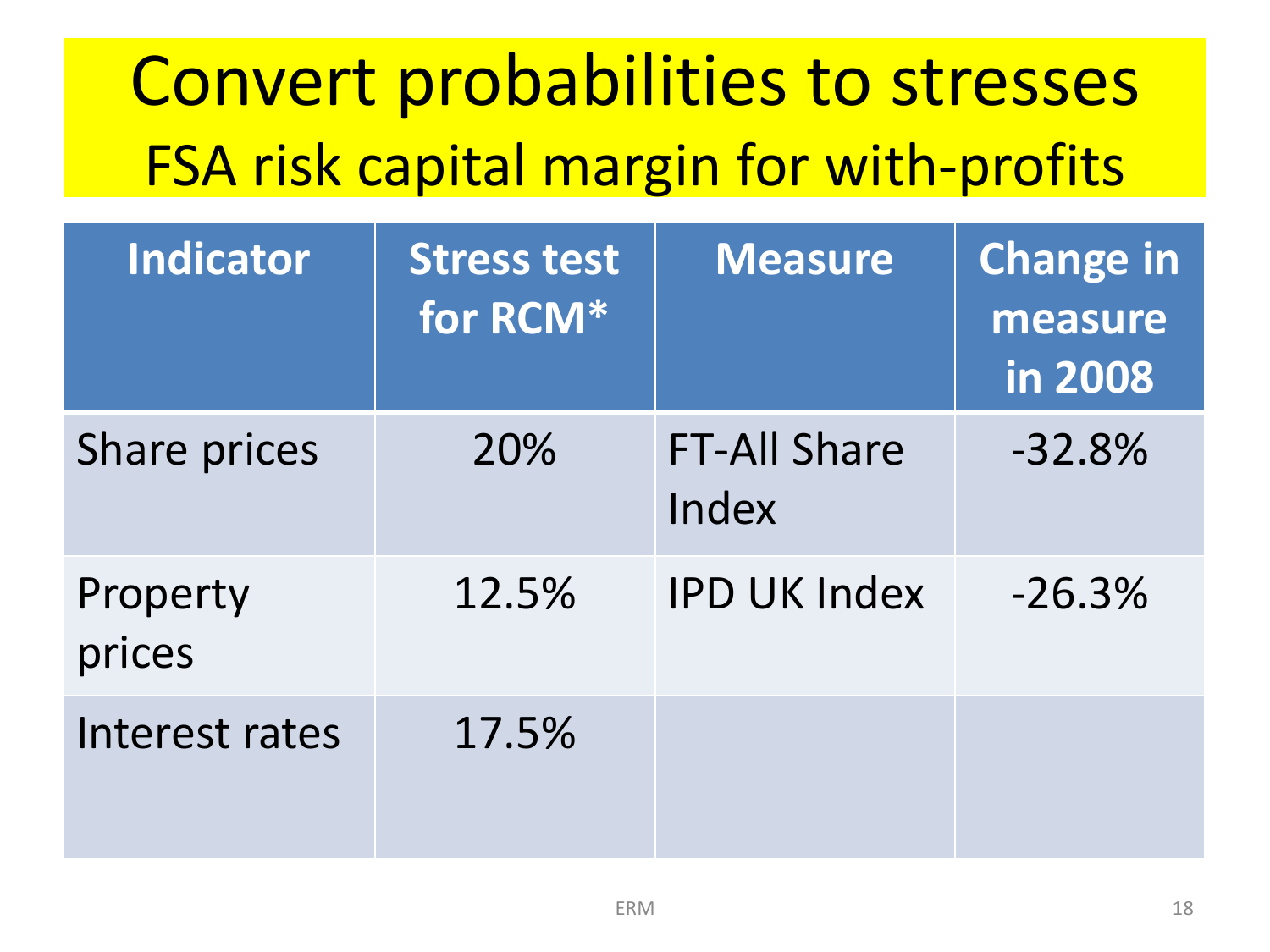# Convert probabilities to stresses

## FSA risk capital margin for with-profits

| Indicator | Stress test for RCM* | Measure | Change in measure in 2008 |
|---|---|---|---|
| Share prices | 20% | FT-All Share Index | -32.8% |
| Property prices | 12.5% | IPD UK Index | -26.3% |
| Interest rates | 17.5% | | |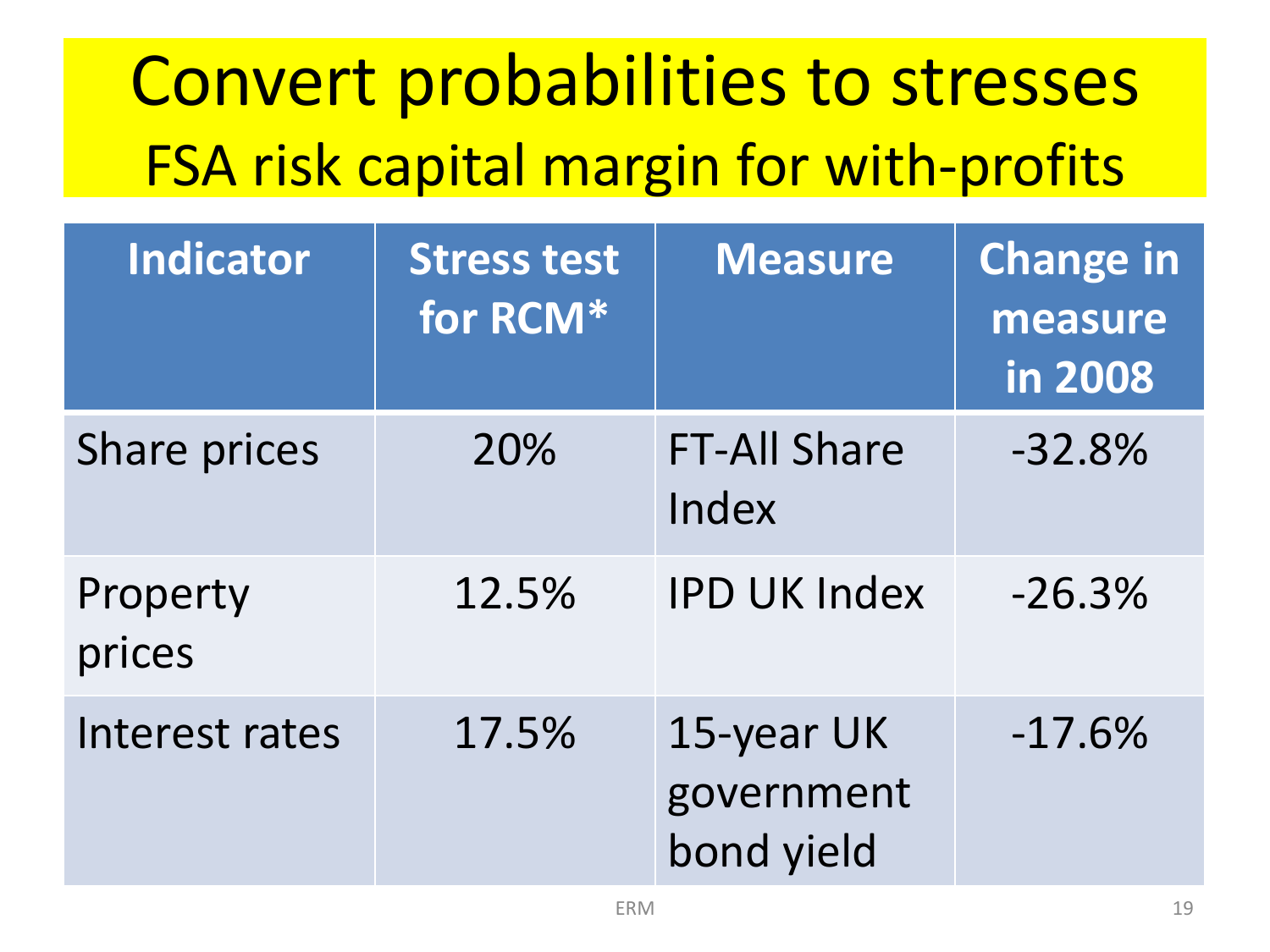# Convert probabilities to stresses

## FSA risk capital margin for with-profits

| Indicator | Stress test for RCM* | Measure | Change in measure in 2008 |
|---|---|---|---|
| Share prices | 20% | FT-All Share Index | -32.8% |
| Property prices | 12.5% | IPD UK Index | -26.3% |
| Interest rates | 17.5% | 15-year UK government bond yield | -17.6% |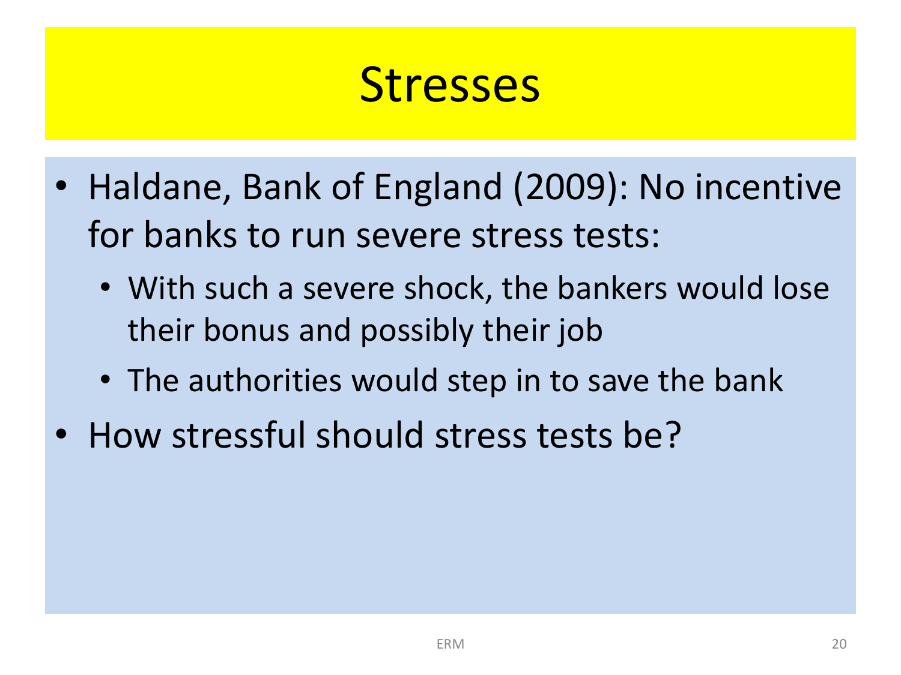# Stresses

- Haldane, Bank of England (2009): No incentive for banks to run severe stress tests:
  - With such a severe shock, the bankers would lose their bonus and possibly their job
  - The authorities would step in to save the bank
- How stressful should stress tests be?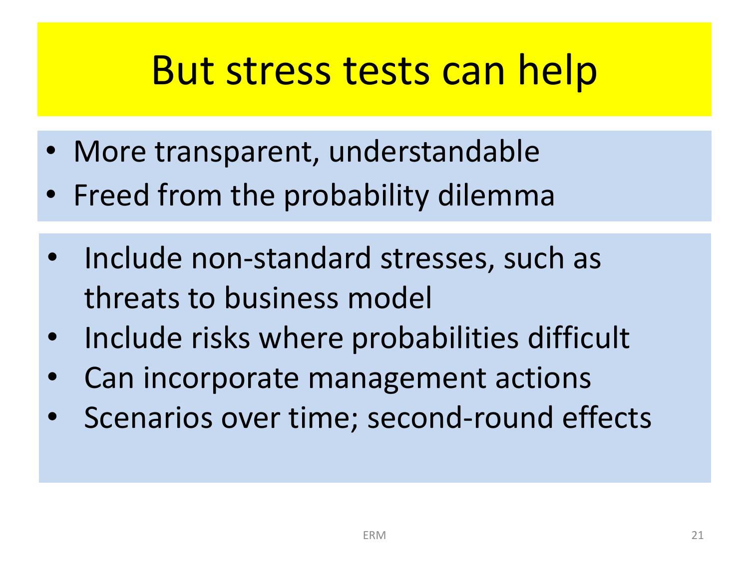# But stress tests can help

- More transparent, understandable
- Freed from the probability dilemma

- Include non-standard stresses, such as threats to business model
- Include risks where probabilities difficult
- Can incorporate management actions
- Scenarios over time; second-round effects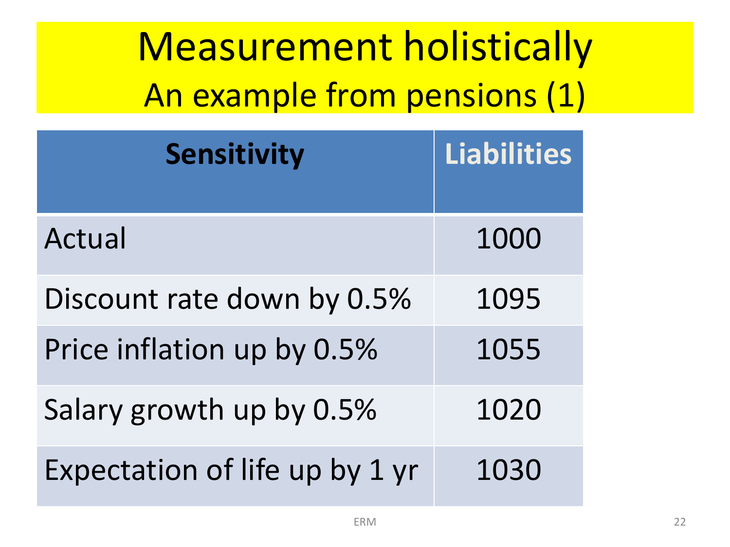# Measurement holistically
## An example from pensions (1)

| Sensitivity | Liabilities |
|---|---|
| Actual | 1000 |
| Discount rate down by 0.5% | 1095 |
| Price inflation up by 0.5% | 1055 |
| Salary growth up by 0.5% | 1020 |
| Expectation of life up by 1 yr | 1030 |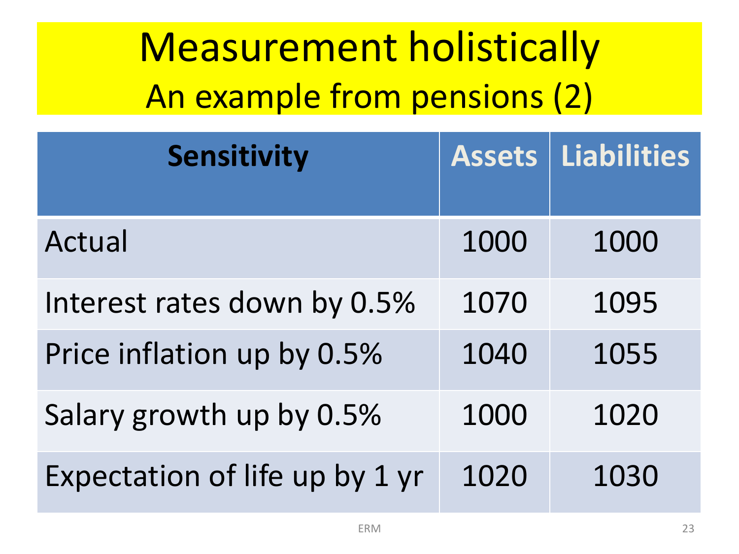# Measurement holistically
## An example from pensions (2)

| Sensitivity | Assets | Liabilities |
|---|---|---|
| Actual | 1000 | 1000 |
| Interest rates down by 0.5% | 1070 | 1095 |
| Price inflation up by 0.5% | 1040 | 1055 |
| Salary growth up by 0.5% | 1000 | 1020 |
| Expectation of life up by 1 yr | 1020 | 1030 |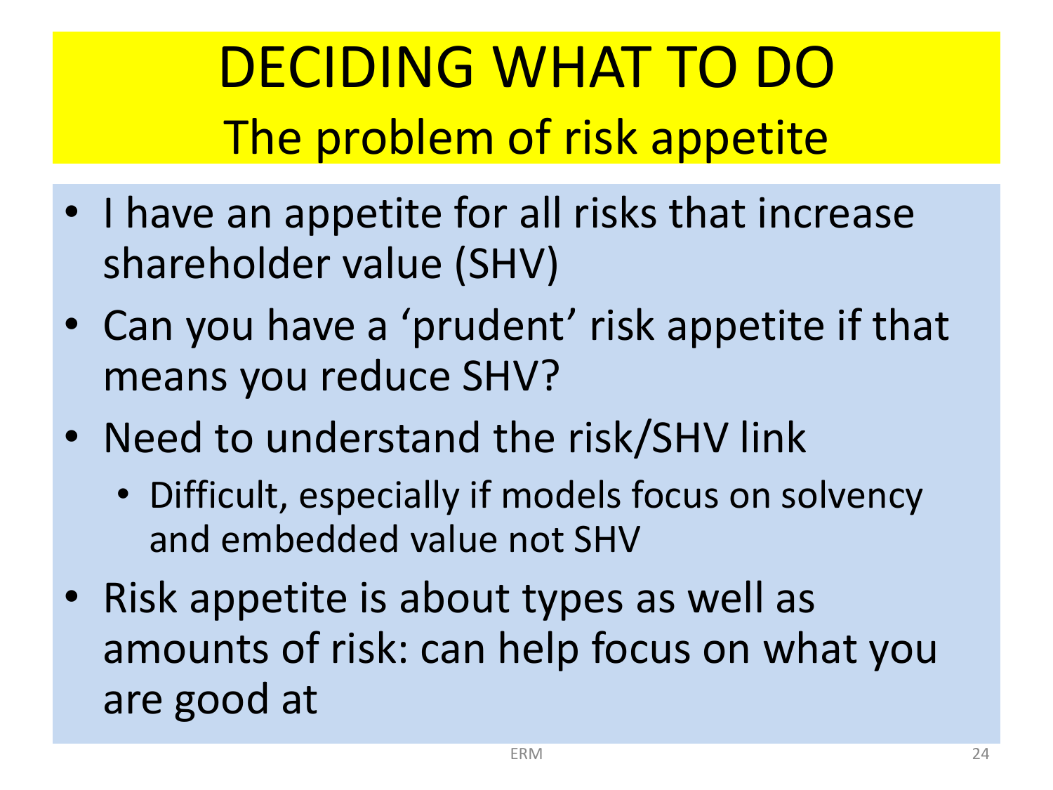# DECIDING WHAT TO DO

## The problem of risk appetite

- I have an appetite for all risks that increase shareholder value (SHV)
- Can you have a 'prudent' risk appetite if that means you reduce SHV?
- Need to understand the risk/SHV link
  - Difficult, especially if models focus on solvency and embedded value not SHV
- Risk appetite is about types as well as amounts of risk: can help focus on what you are good at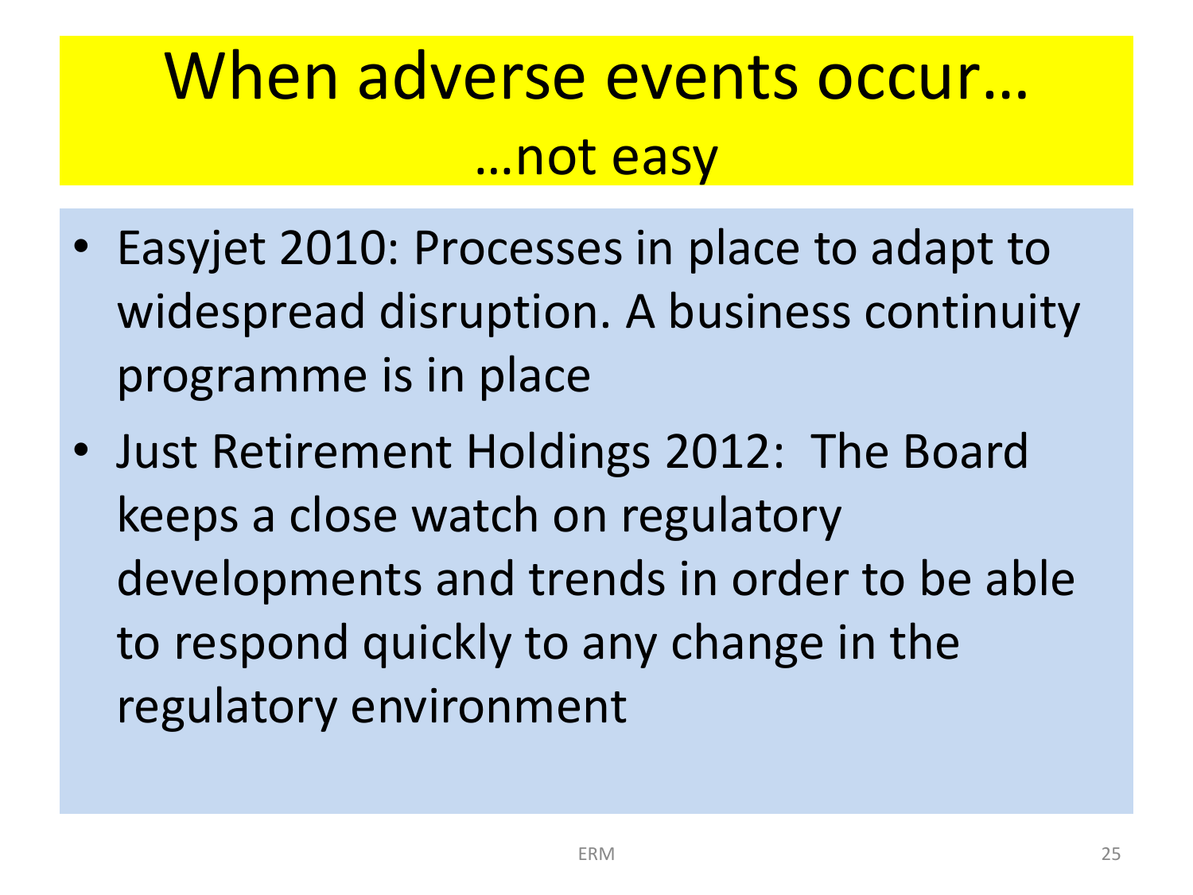# When adverse events occur…
## …not easy

- Easyjet 2010: Processes in place to adapt to widespread disruption. A business continuity programme is in place
- Just Retirement Holdings 2012: The Board keeps a close watch on regulatory developments and trends in order to be able to respond quickly to any change in the regulatory environment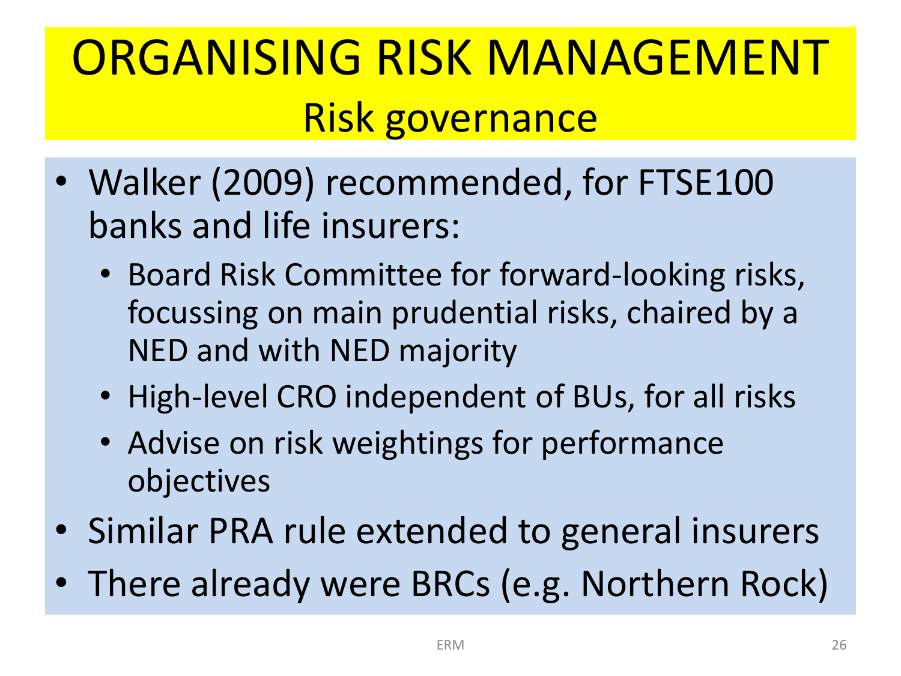# ORGANISING RISK MANAGEMENT

## Risk governance

- Walker (2009) recommended, for FTSE100 banks and life insurers:
  - Board Risk Committee for forward-looking risks, focussing on main prudential risks, chaired by a NED and with NED majority
  - High-level CRO independent of BUs, for all risks
  - Advise on risk weightings for performance objectives
- Similar PRA rule extended to general insurers
- There already were BRCs (e.g. Northern Rock)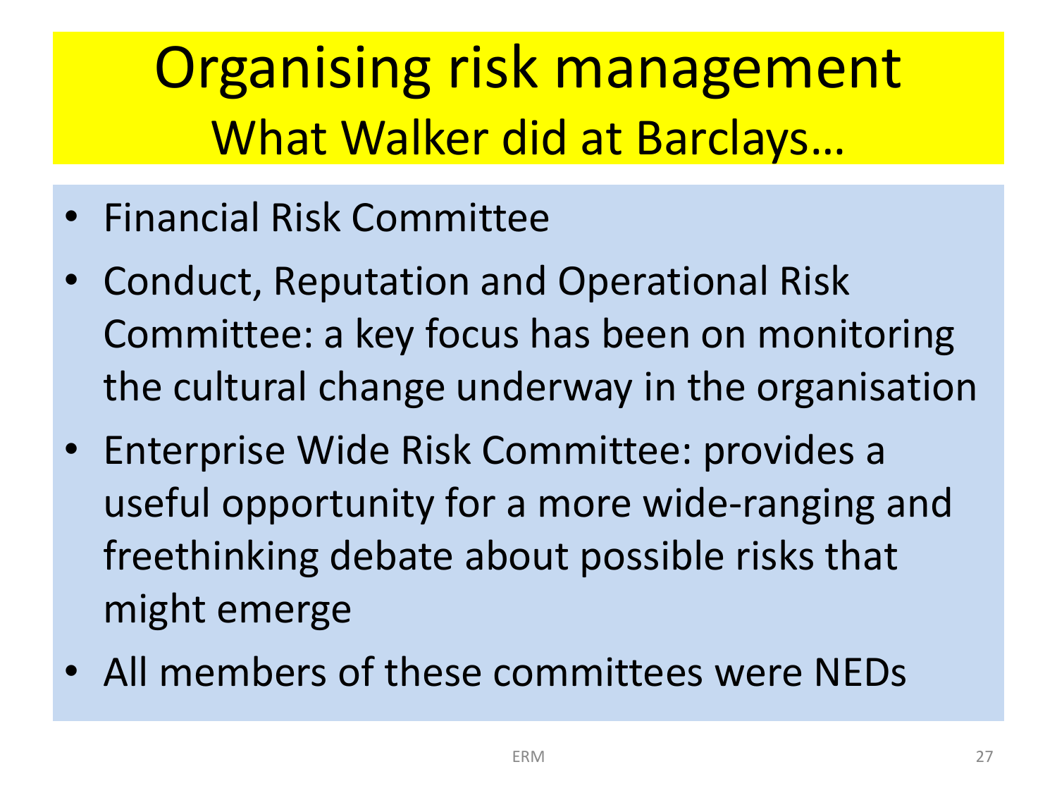# Organising risk management

## What Walker did at Barclays…

- Financial Risk Committee
- Conduct, Reputation and Operational Risk Committee: a key focus has been on monitoring the cultural change underway in the organisation
- Enterprise Wide Risk Committee: provides a useful opportunity for a more wide-ranging and freethinking debate about possible risks that might emerge
- All members of these committees were NEDs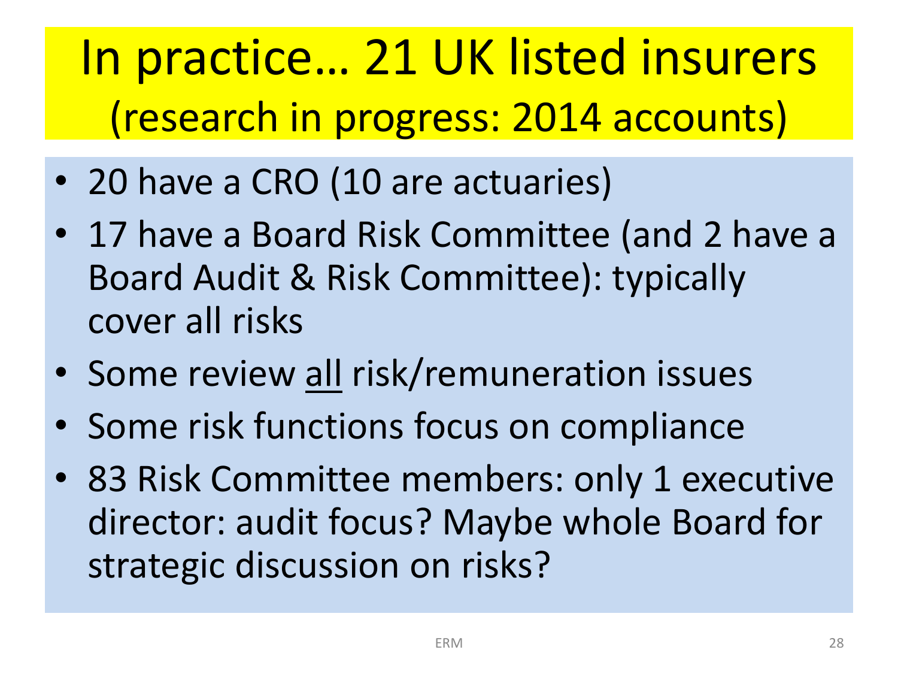# In practice… 21 UK listed insurers (research in progress: 2014 accounts)

- 20 have a CRO (10 are actuaries)
- 17 have a Board Risk Committee (and 2 have a Board Audit & Risk Committee): typically cover all risks
- Some review <u>all</u> risk/remuneration issues
- Some risk functions focus on compliance
- 83 Risk Committee members: only 1 executive director: audit focus? Maybe whole Board for strategic discussion on risks?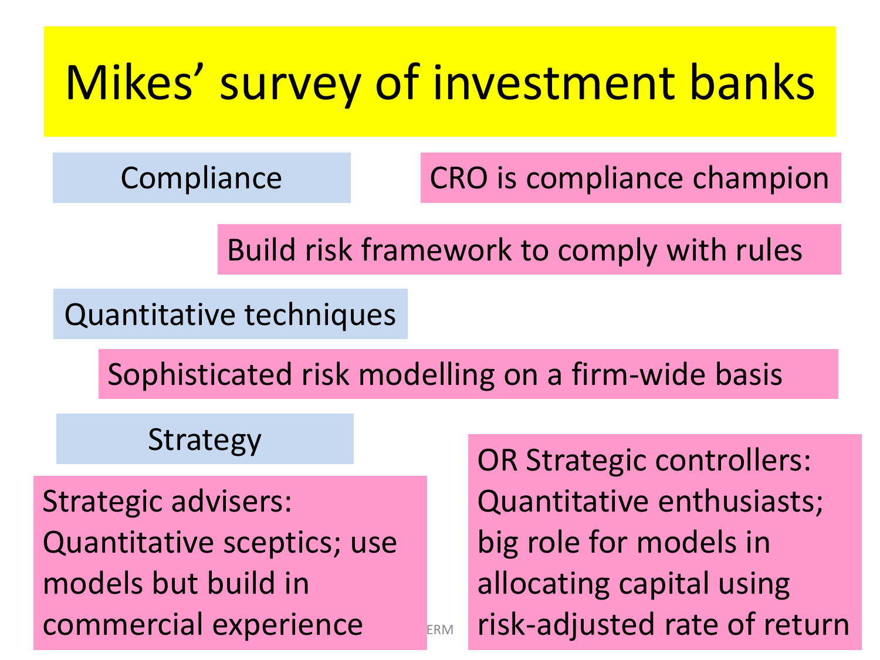# Mikes' survey of investment banks

**Compliance**

CRO is compliance champion

Build risk framework to comply with rules

**Quantitative techniques**

Sophisticated risk modelling on a firm-wide basis

**Strategy**

Strategic advisers: Quantitative sceptics; use models but build in commercial experience

OR Strategic controllers: Quantitative enthusiasts; big role for models in allocating capital using risk-adjusted rate of return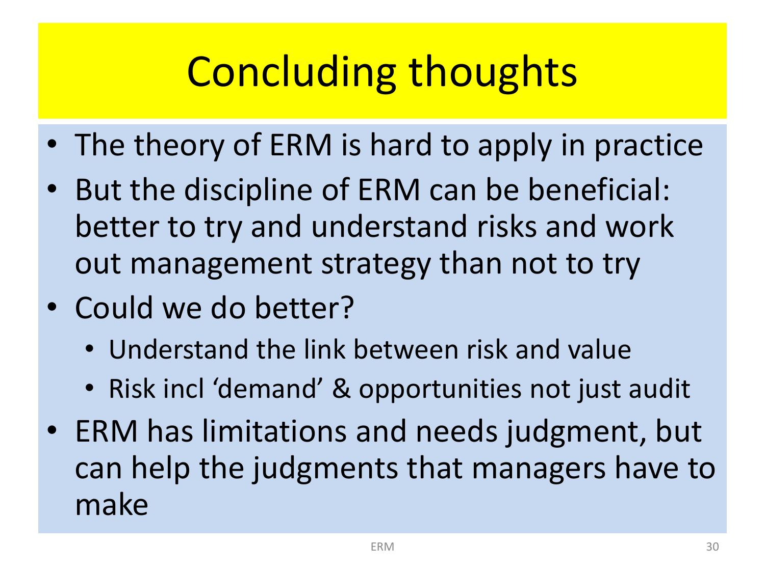# Concluding thoughts

- The theory of ERM is hard to apply in practice
- But the discipline of ERM can be beneficial: better to try and understand risks and work out management strategy than not to try
- Could we do better?
  - Understand the link between risk and value
  - Risk incl 'demand' & opportunities not just audit
- ERM has limitations and needs judgment, but can help the judgments that managers have to make